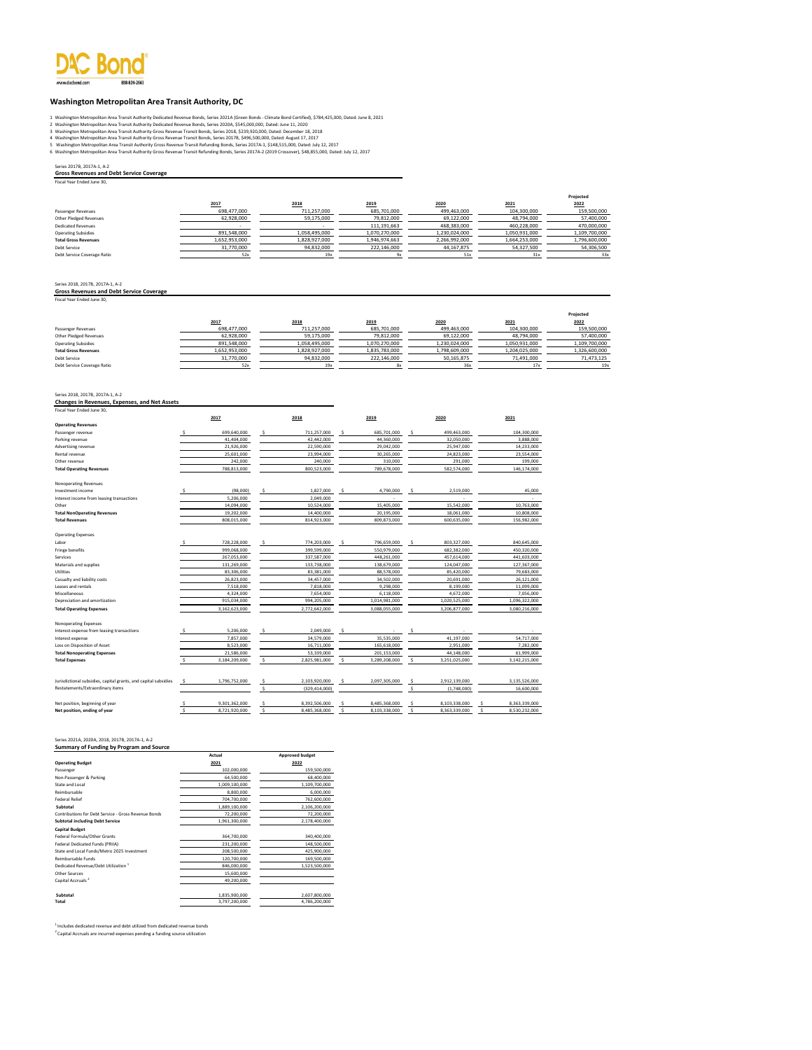DAC Bond®

www.dacbond.com 888-824-2663

# Washington Metropolitan Area Transit Authority, DC

1 Washington Metropolitan Area Transit Authority Dedicated Revenue Bonds, Series 2021A (Green Bonds - Climate Bond Certified), $784,425,000, Dated: June 8, 2021
2 Washington Metropolitan Area Transit Authority Dedicated Revenue Bonds, Series 2020A, $545,000,000, Dated: June 11, 2020
3 Washington Metropolitan Area Transit Authority Gross Revenue Transit Bonds, Series 2018, $239,920,000, Dated: December 18, 2018
4 Washington Metropolitan Area Transit Authority Gross Revenue Transit Bonds, Series 2017B, $496,500,000, Dated: August 17, 2017
5 Washington Metropolitan Area Transit Authority Gross Revenue Transit Refunding Bonds, Series 2017A-1, $148,515,000, Dated: July 12, 2017
6 Washington Metropolitan Area Transit Authority Gross Revenue Transit Refunding Bonds, Series 2017A-2 (2019 Crossover), $48,855,000, Dated: July 12, 2017

Series 2017B, 2017A-1, A-2

**Gross Revenues and Debt Service Coverage**

Fiscal Year Ended June 30,

| | 2017 | 2018 | 2019 | 2020 | 2021 | Projected 2022 |
|---|---|---|---|---|---|---|
| Passenger Revenues | 698,477,000 | 711,257,000 | 685,701,000 | 499,463,000 | 104,300,000 | 159,500,000 |
| Other Pledged Revenues | 62,928,000 | 59,175,000 | 79,812,000 | 69,122,000 | 48,794,000 | 57,400,000 |
| Dedicated Revenues | | | 111,191,663 | 468,383,000 | 460,228,000 | 470,000,000 |
| Operating Subsidies | 891,548,000 | 1,058,495,000 | 1,070,270,000 | 1,230,024,000 | 1,050,931,000 | 1,109,700,000 |
| **Total Gross Revenues** | 1,652,953,000 | 1,828,927,000 | 1,946,974,663 | 2,266,992,000 | 1,664,253,000 | 1,796,600,000 |
| Debt Service | 31,770,000 | 94,832,000 | 222,146,000 | 44,167,875 | 54,327,500 | 54,306,500 |
| Debt Service Coverage Ratio | 52x | 19x | 9x | 51x | 31x | 33x |

Series 2018, 2017B, 2017A-1, A-2

**Gross Revenues and Debt Service Coverage**

Fiscal Year Ended June 30,

| | 2017 | 2018 | 2019 | 2020 | 2021 | Projected 2022 |
|---|---|---|---|---|---|---|
| Passenger Revenues | 698,477,000 | 711,257,000 | 685,701,000 | 499,463,000 | 104,300,000 | 159,500,000 |
| Other Pledged Revenues | 62,928,000 | 59,175,000 | 79,812,000 | 69,122,000 | 48,794,000 | 57,400,000 |
| Operating Subsidies | 891,548,000 | 1,058,495,000 | 1,070,270,000 | 1,230,024,000 | 1,050,931,000 | 1,109,700,000 |
| **Total Gross Revenues** | 1,652,953,000 | 1,828,927,000 | 1,835,783,000 | 1,798,609,000 | 1,204,025,000 | 1,326,600,000 |
| Debt Service | 31,770,000 | 94,832,000 | 222,146,000 | 50,165,875 | 71,491,000 | 71,473,125 |
| Debt Service Coverage Ratio | 52x | 19x | 8x | 36x | 17x | 19x |

Series 2018, 2017B, 2017A-1, A-2

**Changes in Revenues, Expenses, and Net Assets**

Fiscal Year Ended June 30,

| | 2017 | 2018 | 2019 | 2020 | 2021 |
|---|---|---|---|---|---|
| **Operating Revenues** | | | | | |
| Passenger revenue | $ 699,640,000 | $ 711,257,000 | $ 685,701,000 | $ 499,463,000 | 104,300,000 |
| Parking revenue | 41,404,000 | 42,442,000 | 44,360,000 | 32,050,000 | 3,888,000 |
| Advertising revenue | 21,926,000 | 22,590,000 | 29,042,000 | 25,947,000 | 14,233,000 |
| Rental revenue | 25,601,000 | 23,994,000 | 30,265,000 | 24,823,000 | 23,554,000 |
| Other revenue | 242,000 | 240,000 | 310,000 | 291,000 | 199,000 |
| **Total Operating Revenues** | 788,813,000 | 800,523,000 | 789,678,000 | 582,574,000 | 146,174,000 |
| Nonoperating Revenues | | | | | |
| Investment income | $ (98,000) | $ 1,827,000 | $ 4,790,000 | $ 2,519,000 | 45,000 |
| Interest income from leasing transactions | 5,206,000 | 2,049,000 | - | - | - |
| Other | 14,094,000 | 10,524,000 | 15,405,000 | 15,542,000 | 10,763,000 |
| **Total NonOperating Revenues** | 19,202,000 | 14,400,000 | 20,195,000 | 18,061,000 | 10,808,000 |
| **Total Revenues** | 808,015,000 | 814,923,000 | 809,873,000 | 600,635,000 | 156,982,000 |
| Operating Expenses | | | | | |
| Labor | $ 728,228,000 | $ 774,203,000 | $ 796,659,000 | $ 803,327,000 | 840,645,000 |
| Fringe benefits | 999,068,000 | 399,599,000 | 550,979,000 | 682,382,000 | 450,320,000 |
| Services | 267,053,000 | 337,587,000 | 448,261,000 | 457,614,000 | 441,603,000 |
| Materials and supplies | 131,269,000 | 133,738,000 | 138,679,000 | 124,047,000 | 127,367,000 |
| Utilities | 83,306,000 | 83,381,000 | 88,578,000 | 85,420,000 | 79,683,000 |
| Casualty and liability costs | 26,823,000 | 34,457,000 | 34,502,000 | 20,691,000 | 26,121,000 |
| Leases and rentals | 7,518,000 | 7,818,000 | 9,298,000 | 8,199,000 | 11,099,000 |
| Miscellaneous | 4,324,000 | 7,654,000 | 6,118,000 | 4,672,000 | 7,056,000 |
| Depreciation and amortization | 915,034,000 | 994,205,000 | 1,014,981,000 | 1,020,525,000 | 1,096,322,000 |
| **Total Operating Expenses** | 3,162,623,000 | 2,772,642,000 | 3,088,055,000 | 3,206,877,000 | 3,080,216,000 |
| Nonoperating Expenses | | | | | |
| Interest expense from leasing transactions | $ 5,206,000 | $ 2,049,000 | $ - | $ - | - |
| Interest expense | 7,857,000 | 34,579,000 | 35,535,000 | 41,197,000 | 54,717,000 |
| Loss on Disposition of Asset | 8,523,000 | 16,711,000 | 165,618,000 | 2,951,000 | 7,282,000 |
| **Total Nonoperating Expenses** | 21,586,000 | 53,339,000 | 201,153,000 | 44,148,000 | 61,999,000 |
| **Total Expenses** | $ 3,184,209,000 | $ 2,825,981,000 | $ 3,289,208,000 | $ 3,251,025,000 | 3,142,215,000 |
| Jurisdictional subsidies, capital grants, and capital subsidies | $ 1,796,752,000 | $ 2,103,920,000 | $ 2,097,305,000 | $ 2,912,139,000 | 3,135,526,000 |
| Restatements/Extraordinary items | | $ (329,414,000) | | $ (1,748,000) | 16,600,000 |
| Net position, beginning of year | $ 9,301,362,000 | $ 8,392,506,000 | $ 8,485,368,000 | $ 8,103,338,000 | $ 8,363,339,000 |
| **Net position, ending of year** | $ 8,721,920,000 | $ 8,485,368,000 | $ 8,103,338,000 | $ 8,363,339,000 | $ 8,530,232,000 |

Series 2021A, 2020A, 2018, 2017B, 2017A-1, A-2

**Summary of Funding by Program and Source**

| | Actual 2021 | Approved budget 2022 |
|---|---|---|
| **Operating Budget** | | |
| Passenger | 102,000,000 | 159,500,000 |
| Non-Passenger & Parking | 64,500,000 | 68,400,000 |
| State and Local | 1,009,100,000 | 1,109,700,000 |
| Reimbursable | 8,800,000 | 6,000,000 |
| Federal Relief | 704,700,000 | 762,600,000 |
| **Subtotal** | 1,889,100,000 | 2,106,200,000 |
| Contributions for Debt Service - Gross Revenue Bonds | 72,200,000 | 72,200,000 |
| **Subtotal including Debt Service** | 1,961,300,000 | 2,178,400,000 |
| **Capital Budget** | | |
| Federal Formula/Other Grants | 364,700,000 | 340,400,000 |
| Federal Dedicated Funds (PRIIA) | 231,200,000 | 148,500,000 |
| State and Local Funds/Metro 2025 Investment | 208,500,000 | 425,900,000 |
| Reimbursable Funds | 120,700,000 | 169,500,000 |
| Dedicated Revenue/Debt Utilization [1] | 846,000,000 | 1,523,500,000 |
| Other Sources | 15,600,000 | |
| Capital Accruals [2] | 49,200,000 | |
| **Subtotal** | 1,835,900,000 | 2,607,800,000 |
| **Total** | 3,797,200,000 | 4,786,200,000 |

[1] Includes dedicated revenue and debt utilized from dedicated revenue bonds

[2] Capital Accruals are incurred expenses pending a funding source utilization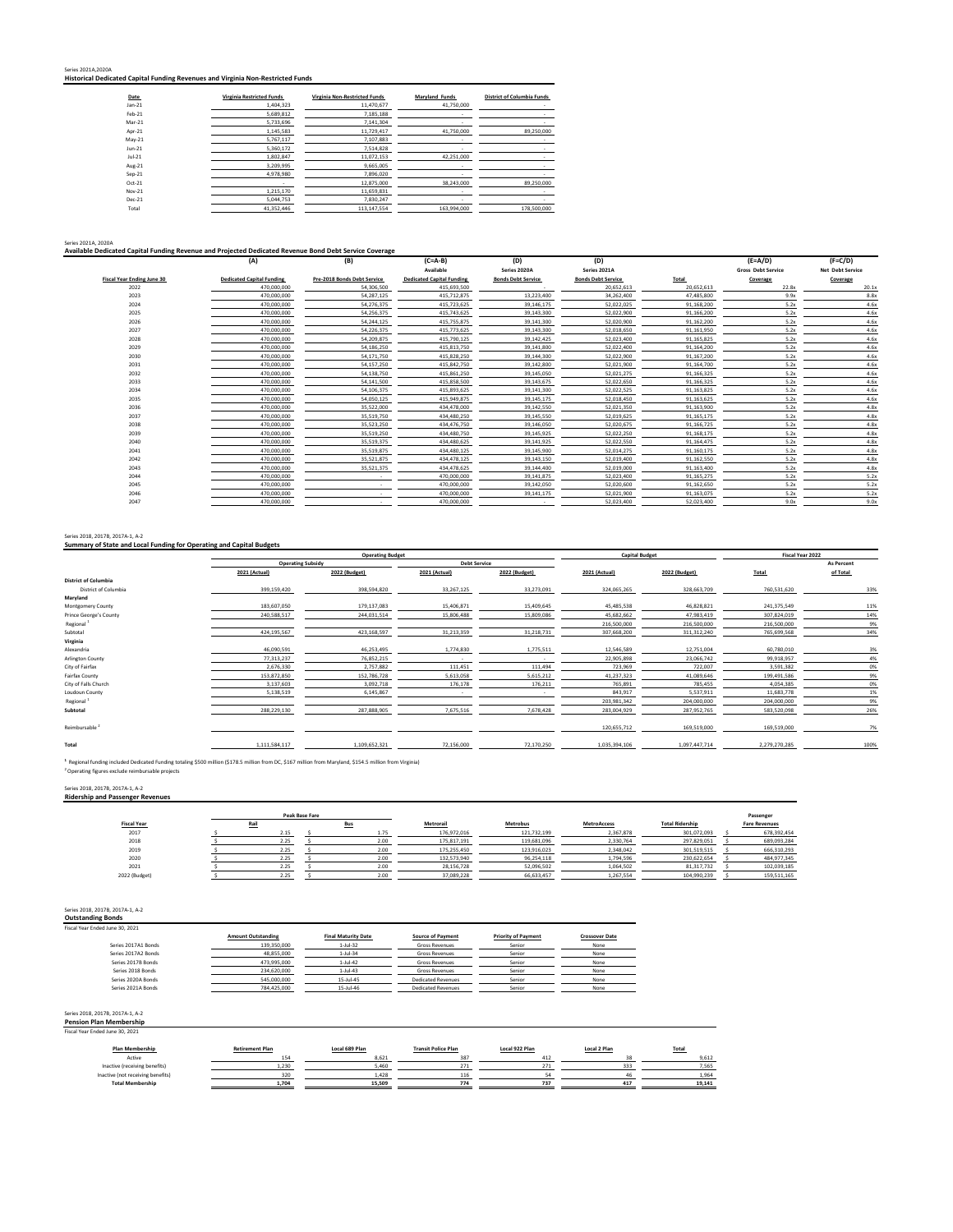Series 2021A,2020A

**Historical Dedicated Capital Funding Revenues and Virginia Non-Restricted Funds**

| Date | Virginia Restricted Funds | Virginia Non-Restricted Funds | Maryland Funds | District of Columbia Funds |
|---|---|---|---|---|
| Jan-21 | 1,404,323 | 11,470,677 | 41,750,000 | - |
| Feb-21 | 5,689,812 | 7,185,188 | - | - |
| Mar-21 | 5,733,696 | 7,141,304 | - | - |
| Apr-21 | 1,145,583 | 11,729,417 | 41,750,000 | 89,250,000 |
| May-21 | 5,767,117 | 7,107,883 | - | - |
| Jun-21 | 5,360,172 | 7,514,828 | - | - |
| Jul-21 | 1,802,847 | 11,072,153 | 42,251,000 | - |
| Aug-21 | 3,209,995 | 9,665,005 | - | - |
| Sep-21 | 4,978,980 | 7,896,020 | - | - |
| Oct-21 | - | 12,875,000 | 38,243,000 | 89,250,000 |
| Nov-21 | 1,215,170 | 11,659,831 | - | - |
| Dec-21 | 5,044,753 | 7,830,247 | - | - |
| Total | 41,352,446 | 113,147,554 | 163,994,000 | 178,500,000 |

Series 2021A, 2020A

**Available Dedicated Capital Funding Revenue and Projected Dedicated Revenue Bond Debt Service Coverage**

| | (A) | (B) | (C=A-B) | (D) | (D) | | (E=A/D) | (F=C/D) |
|---|---|---|---|---|---|---|---|---|
| | | | Available | Series 2020A | Series 2021A | | Gross Debt Service | Net Debt Service |
| Fiscal Year Ending June 30 | Dedicated Capital Funding | Pre-2018 Bonds Debt Service | Dedicated Capital Funding | Bonds Debt Service | Bonds Debt Service | Total | Coverage | Coverage |
| 2022 | 470,000,000 | 54,306,500 | 415,693,500 | - | 20,652,613 | 20,652,613 | 22.8x | 20.1x |
| 2023 | 470,000,000 | 54,287,125 | 415,712,875 | 13,223,400 | 34,262,400 | 47,485,800 | 9.9x | 8.8x |
| 2024 | 470,000,000 | 54,276,375 | 415,723,625 | 39,146,175 | 52,022,025 | 91,168,200 | 5.2x | 4.6x |
| 2025 | 470,000,000 | 54,256,375 | 415,743,625 | 39,143,300 | 52,022,900 | 91,166,200 | 5.2x | 4.6x |
| 2026 | 470,000,000 | 54,244,125 | 415,755,875 | 39,141,300 | 52,020,900 | 91,162,200 | 5.2x | 4.6x |
| 2027 | 470,000,000 | 54,226,375 | 415,773,625 | 39,143,300 | 52,018,650 | 91,161,950 | 5.2x | 4.6x |
| 2028 | 470,000,000 | 54,209,875 | 415,790,125 | 39,142,425 | 52,023,400 | 91,165,825 | 5.2x | 4.6x |
| 2029 | 470,000,000 | 54,186,250 | 415,813,750 | 39,141,800 | 52,022,400 | 91,164,200 | 5.2x | 4.6x |
| 2030 | 470,000,000 | 54,171,750 | 415,828,250 | 39,144,300 | 52,022,900 | 91,167,200 | 5.2x | 4.6x |
| 2031 | 470,000,000 | 54,157,250 | 415,842,750 | 39,142,800 | 52,021,900 | 91,164,700 | 5.2x | 4.6x |
| 2032 | 470,000,000 | 54,138,750 | 415,861,250 | 39,145,050 | 52,021,275 | 91,166,325 | 5.2x | 4.6x |
| 2033 | 470,000,000 | 54,141,500 | 415,858,500 | 39,143,675 | 52,022,650 | 91,166,325 | 5.2x | 4.6x |
| 2034 | 470,000,000 | 54,106,375 | 415,893,625 | 39,141,300 | 52,022,525 | 91,163,825 | 5.2x | 4.6x |
| 2035 | 470,000,000 | 54,050,125 | 415,949,875 | 39,145,175 | 52,018,450 | 91,163,625 | 5.2x | 4.6x |
| 2036 | 470,000,000 | 35,522,000 | 434,478,000 | 39,142,550 | 52,021,350 | 91,163,900 | 5.2x | 4.8x |
| 2037 | 470,000,000 | 35,519,750 | 434,480,250 | 39,145,550 | 52,019,625 | 91,165,175 | 5.2x | 4.8x |
| 2038 | 470,000,000 | 35,523,250 | 434,476,750 | 39,146,050 | 52,020,675 | 91,166,725 | 5.2x | 4.8x |
| 2039 | 470,000,000 | 35,519,250 | 434,480,750 | 39,145,925 | 52,022,250 | 91,168,175 | 5.2x | 4.8x |
| 2040 | 470,000,000 | 35,519,375 | 434,480,625 | 39,141,925 | 52,022,550 | 91,164,475 | 5.2x | 4.8x |
| 2041 | 470,000,000 | 35,519,875 | 434,480,125 | 39,145,900 | 52,014,275 | 91,160,175 | 5.2x | 4.8x |
| 2042 | 470,000,000 | 35,521,875 | 434,478,125 | 39,143,150 | 52,019,400 | 91,162,550 | 5.2x | 4.8x |
| 2043 | 470,000,000 | 35,521,375 | 434,478,625 | 39,144,400 | 52,019,000 | 91,163,400 | 5.2x | 4.8x |
| 2044 | 470,000,000 | - | 470,000,000 | 39,141,875 | 52,023,400 | 91,165,275 | 5.2x | 5.2x |
| 2045 | 470,000,000 | - | 470,000,000 | 39,142,050 | 52,020,600 | 91,162,650 | 5.2x | 5.2x |
| 2046 | 470,000,000 | - | 470,000,000 | 39,141,175 | 52,021,900 | 91,163,075 | 5.2x | 5.2x |
| 2047 | 470,000,000 | - | 470,000,000 | - | 52,023,400 | 52,023,400 | 9.0x | 9.0x |

Series 2018, 2017B, 2017A-1, A-2

**Summary of State and Local Funding for Operating and Capital Budgets**

| | Operating Budget | | | | Capital Budget | | Fiscal Year 2022 | |
|---|---|---|---|---|---|---|---|---|
| | Operating Subsidy | | Debt Service | | | | | As Percent |
| | 2021 (Actual) | 2022 (Budget) | 2021 (Actual) | 2022 (Budget) | 2021 (Actual) | 2022 (Budget) | Total | of Total |
| **District of Columbia** | | | | | | | | |
| District of Columbia | 399,159,420 | 398,594,820 | 33,267,125 | 33,273,091 | 324,065,265 | 328,663,709 | 760,531,620 | 33% |
| **Maryland** | | | | | | | | |
| Montgomery County | 183,607,050 | 179,137,083 | 15,406,871 | 15,409,645 | 45,485,538 | 46,828,821 | 241,375,549 | 11% |
| Prince George's County | 240,588,517 | 244,031,514 | 15,806,488 | 15,809,086 | 45,682,662 | 47,983,419 | 307,824,019 | 14% |
| Regional [1] | | | | | 216,500,000 | 216,500,000 | 216,500,000 | 9% |
| Subtotal | 424,195,567 | 423,168,597 | 31,213,359 | 31,218,731 | 307,668,200 | 311,312,240 | 765,699,568 | 34% |
| **Virginia** | | | | | | | | |
| Alexandria | 46,090,591 | 46,253,495 | 1,774,830 | 1,775,511 | 12,546,589 | 12,751,004 | 60,780,010 | 3% |
| Arlington County | 77,313,237 | 76,852,215 | - | - | 22,905,898 | 23,066,742 | 99,918,957 | 4% |
| City of Fairfax | 2,676,330 | 2,757,882 | 111,451 | 111,494 | 723,969 | 722,007 | 3,591,382 | 0% |
| Fairfax County | 153,872,850 | 152,786,728 | 5,613,058 | 5,615,212 | 41,237,323 | 41,089,646 | 199,491,586 | 9% |
| City of Falls Church | 3,137,603 | 3,092,718 | 176,178 | 176,211 | 765,891 | 785,455 | 4,054,385 | 0% |
| Loudoun County | 5,138,519 | 6,145,867 | - | - | 843,917 | 5,537,911 | 11,683,778 | 1% |
| Regional [1] | | | | | 203,981,342 | 204,000,000 | 204,000,000 | 9% |
| **Subtotal** | 288,229,130 | 287,888,905 | 7,675,516 | 7,678,428 | 283,004,929 | 287,952,765 | 583,520,098 | 26% |
| Reimbursable [2] | | | | | 120,655,712 | 169,519,000 | 169,519,000 | 7% |
| **Total** | 1,111,584,117 | 1,109,652,321 | 72,156,000 | 72,170,250 | 1,035,394,106 | 1,097,447,714 | 2,279,270,285 | 100% |

[1] Regional funding included Dedicated Funding totaling $500 million ($178.5 million from DC, $167 million from Maryland, $154.5 million from Virginia)

[2] Operating figures exclude reimbursable projects

Series 2018, 2017B, 2017A-1, A-2

**Ridership and Passenger Revenues**

| | Peak Base Fare | | | | | | Passenger |
|---|---|---|---|---|---|---|---|
| Fiscal Year | Rail | Bus | Metrorail | Metrobus | MetroAccess | Total Ridership | Fare Revenues |
| 2017 | $ 2.15 | $ 1.75 | 176,972,016 | 121,732,199 | 2,367,878 | 301,072,093 | $ 678,392,454 |
| 2018 | $ 2.25 | $ 2.00 | 175,817,191 | 119,681,096 | 2,330,764 | 297,829,051 | $ 689,093,284 |
| 2019 | $ 2.25 | $ 2.00 | 175,255,450 | 123,916,023 | 2,348,042 | 301,519,515 | $ 666,310,293 |
| 2020 | $ 2.25 | $ 2.00 | 132,573,940 | 96,254,118 | 1,794,596 | 230,622,654 | $ 484,977,345 |
| 2021 | $ 2.25 | $ 2.00 | 28,156,728 | 52,096,502 | 1,064,502 | 81,317,732 | $ 102,039,185 |
| 2022 (Budget) | $ 2.25 | $ 2.00 | 37,089,228 | 66,633,457 | 1,267,554 | 104,990,239 | $ 159,511,165 |

Series 2018, 2017B, 2017A-1, A-2

**Outstanding Bonds**

Fiscal Year Ended June 30, 2021

| | Amount Outstanding | Final Maturity Date | Source of Payment | Priority of Payment | Crossover Date |
|---|---|---|---|---|---|
| Series 2017A1 Bonds | 139,350,000 | 1-Jul-32 | Gross Revenues | Senior | None |
| Series 2017A2 Bonds | 48,855,000 | 1-Jul-34 | Gross Revenues | Senior | None |
| Series 2017B Bonds | 473,995,000 | 1-Jul-42 | Gross Revenues | Senior | None |
| Series 2018 Bonds | 234,620,000 | 1-Jul-43 | Gross Revenues | Senior | None |
| Series 2020A Bonds | 545,000,000 | 15-Jul-45 | Dedicated Revenues | Senior | None |
| Series 2021A Bonds | 784,425,000 | 15-Jul-46 | Dedicated Revenues | Senior | None |

Series 2018, 2017B, 2017A-1, A-2

**Pension Plan Membership**

Fiscal Year Ended June 30, 2021

| Plan Membership | Retirement Plan | Local 689 Plan | Transit Police Plan | Local 922 Plan | Local 2 Plan | Total |
|---|---|---|---|---|---|---|
| Active | 154 | 8,621 | 387 | 412 | 38 | 9,612 |
| Inactive (receiving benefits) | 1,230 | 5,460 | 271 | 271 | 333 | 7,565 |
| Inactive (not receiving benefits) | 320 | 1,428 | 116 | 54 | 46 | 1,964 |
| **Total Membership** | **1,704** | **15,509** | **774** | **737** | **417** | **19,141** |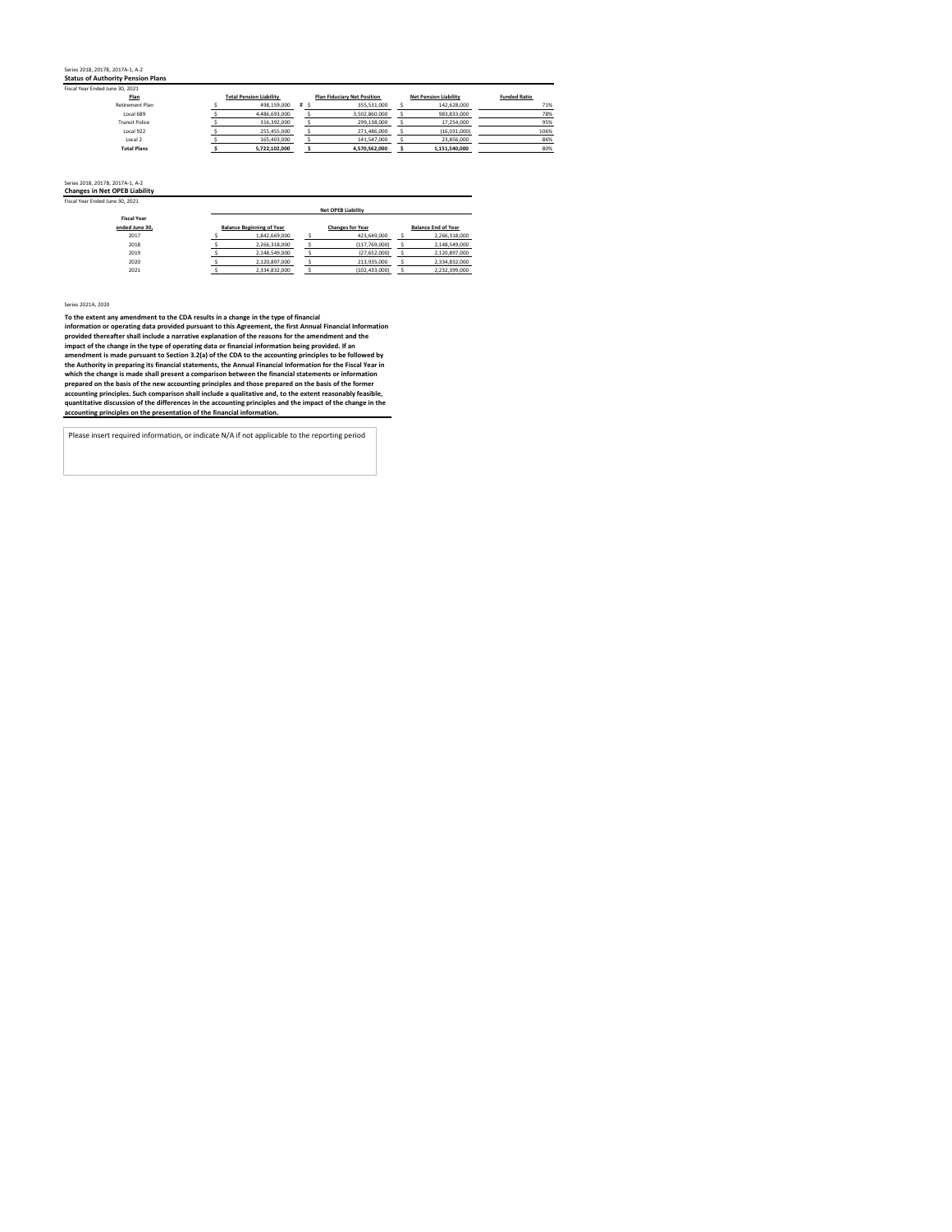Series 2018, 2017B, 2017A-1, A-2

**Status of Authority Pension Plans**

Fiscal Year Ended June 30, 2021

| Plan | Total Pension Liability | Plan Fiduciary Net Position | Net Pension Liability | Funded Ratio |
|---|---|---|---|---|
| Retirement Plan | $ 498,159,000 | # $ 355,531,000 | $ 142,628,000 | 71% |
| Local 689 | $ 4,486,693,000 | $ 3,502,860,000 | $ 983,833,000 | 78% |
| Transit Police | $ 316,392,000 | $ 299,138,000 | $ 17,254,000 | 95% |
| Local 922 | $ 255,455,000 | $ 271,486,000 | $ (16,031,000) | 106% |
| Local 2 | $ 165,403,000 | $ 141,547,000 | $ 23,856,000 | 86% |
| **Total Plans** | **$ 5,722,102,000** | **$ 4,570,562,000** | **$ 1,151,540,000** | **80%** |

Series 2018, 2017B, 2017A-1, A-2

**Changes in Net OPEB Liability**

Fiscal Year Ended June 30, 2021

| Fiscal Year ended June 30, | Net OPEB Liability | | |
|---|---|---|---|
| | Balance Beginning of Year | Changes for Year | Balance End of Year |
| 2017 | $ 1,842,669,000 | $ 423,649,000 | $ 2,266,318,000 |
| 2018 | $ 2,266,318,000 | $ (117,769,000) | $ 2,148,549,000 |
| 2019 | $ 2,148,549,000 | $ (27,652,000) | $ 2,120,897,000 |
| 2020 | $ 2,120,897,000 | $ 213,935,000 | $ 2,334,832,000 |
| 2021 | $ 2,334,832,000 | $ (102,433,000) | $ 2,232,399,000 |

Series 2021A, 2020

**To the extent any amendment to the CDA results in a change in the type of financial information or operating data provided pursuant to this Agreement, the first Annual Financial Information provided thereafter shall include a narrative explanation of the reasons for the amendment and the impact of the change in the type of operating data or financial information being provided. If an amendment is made pursuant to Section 3.2(a) of the CDA to the accounting principles to be followed by the Authority in preparing its financial statements, the Annual Financial Information for the Fiscal Year in which the change is made shall present a comparison between the financial statements or information prepared on the basis of the new accounting principles and those prepared on the basis of the former accounting principles. Such comparison shall include a qualitative and, to the extent reasonably feasible, quantitative discussion of the differences in the accounting principles and the impact of the change in the accounting principles on the presentation of the financial information.**

Please insert required information, or indicate N/A if not applicable to the reporting period